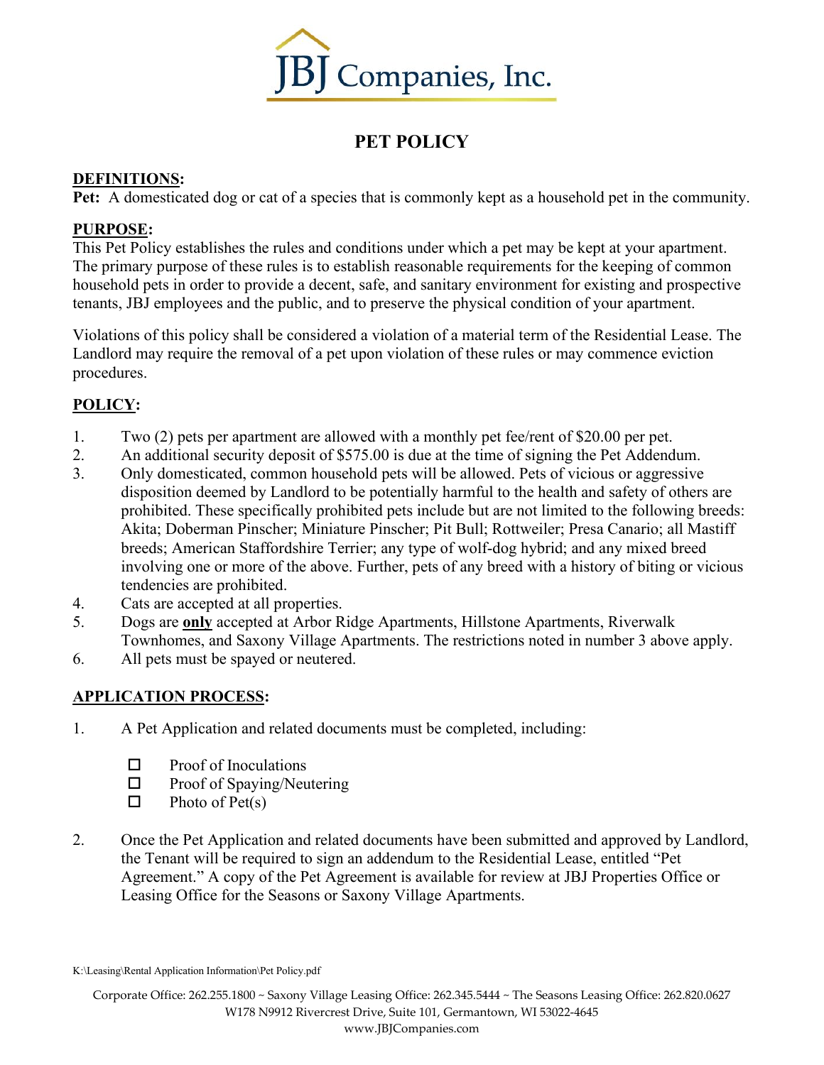JBJ Companies, Inc.

# PET POLICY

## DEFINITIONS:

**Pet:** A domesticated dog or cat of a species that is commonly kept as a household pet in the community.

## PURPOSE:

This Pet Policy establishes the rules and conditions under which a pet may be kept at your apartment. The primary purpose of these rules is to establish reasonable requirements for the keeping of common household pets in order to provide a decent, safe, and sanitary environment for existing and prospective tenants, JBJ employees and the public, and to preserve the physical condition of your apartment.

Violations of this policy shall be considered a violation of a material term of the Residential Lease. The Landlord may require the removal of a pet upon violation of these rules or may commence eviction procedures.

## POLICY:

1. Two (2) pets per apartment are allowed with a monthly pet fee/rent of $20.00 per pet.
2. An additional security deposit of $575.00 is due at the time of signing the Pet Addendum.
3. Only domesticated, common household pets will be allowed. Pets of vicious or aggressive disposition deemed by Landlord to be potentially harmful to the health and safety of others are prohibited. These specifically prohibited pets include but are not limited to the following breeds: Akita; Doberman Pinscher; Miniature Pinscher; Pit Bull; Rottweiler; Presa Canario; all Mastiff breeds; American Staffordshire Terrier; any type of wolf-dog hybrid; and any mixed breed involving one or more of the above. Further, pets of any breed with a history of biting or vicious tendencies are prohibited.
4. Cats are accepted at all properties.
5. Dogs are **only** accepted at Arbor Ridge Apartments, Hillstone Apartments, Riverwalk Townhomes, and Saxony Village Apartments. The restrictions noted in number 3 above apply.
6. All pets must be spayed or neutered.

## APPLICATION PROCESS:

1. A Pet Application and related documents must be completed, including:

   - ☐ Proof of Inoculations
   - ☐ Proof of Spaying/Neutering
   - ☐ Photo of Pet(s)

2. Once the Pet Application and related documents have been submitted and approved by Landlord, the Tenant will be required to sign an addendum to the Residential Lease, entitled "Pet Agreement." A copy of the Pet Agreement is available for review at JBJ Properties Office or Leasing Office for the Seasons or Saxony Village Apartments.

K:\Leasing\Rental Application Information\Pet Policy.pdf

Corporate Office: 262.255.1800 ~ Saxony Village Leasing Office: 262.345.5444 ~ The Seasons Leasing Office: 262.820.0627
W178 N9912 Rivercrest Drive, Suite 101, Germantown, WI 53022-4645
www.JBJCompanies.com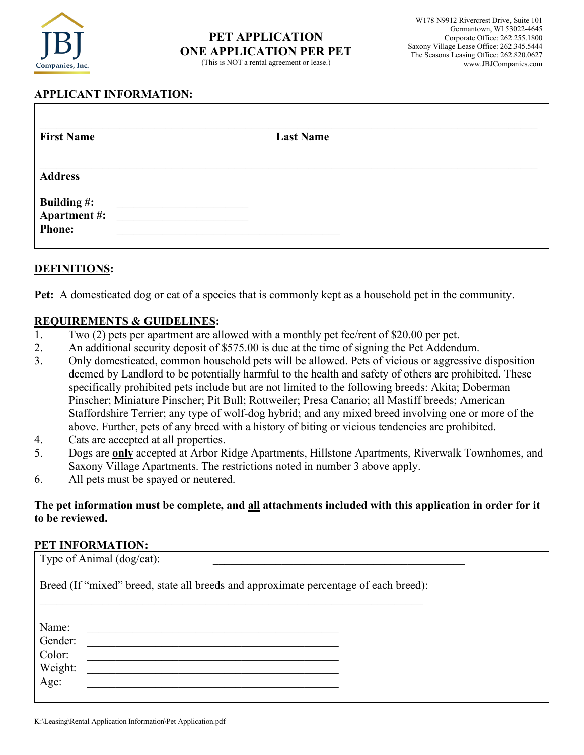JBJ Companies, Inc.

W178 N9912 Rivercrest Drive, Suite 101
Germantown, WI 53022-4645
Corporate Office: 262.255.1800
Saxony Village Lease Office: 262.345.5444
The Seasons Leasing Office: 262.820.0627
www.JBJCompanies.com

# PET APPLICATION
# ONE APPLICATION PER PET

(This is NOT a rental agreement or lease.)

## APPLICANT INFORMATION:

\_\_\_\_\_\_\_\_\_\_\_\_\_\_\_\_\_\_\_\_\_\_\_\_\_\_\_\_\_\_\_\_\_\_\_\_\_\_\_\_\_\_\_\_\_\_\_\_\_\_\_\_\_\_\_\_\_\_\_\_
**First Name** **Last Name**

\_\_\_\_\_\_\_\_\_\_\_\_\_\_\_\_\_\_\_\_\_\_\_\_\_\_\_\_\_\_\_\_\_\_\_\_\_\_\_\_\_\_\_\_\_\_\_\_\_\_\_\_\_\_\_\_\_\_\_\_
**Address**

**Building #:** \_\_\_\_\_\_\_\_\_\_\_\_\_\_\_\_\_\_\_\_
**Apartment #:** \_\_\_\_\_\_\_\_\_\_\_\_\_\_\_\_\_\_\_\_
**Phone:** \_\_\_\_\_\_\_\_\_\_\_\_\_\_\_\_\_\_\_\_\_\_\_\_\_\_\_\_\_\_\_\_\_\_

## DEFINITIONS:

**Pet:** A domesticated dog or cat of a species that is commonly kept as a household pet in the community.

## REQUIREMENTS & GUIDELINES:

1. Two (2) pets per apartment are allowed with a monthly pet fee/rent of $20.00 per pet.
2. An additional security deposit of $575.00 is due at the time of signing the Pet Addendum.
3. Only domesticated, common household pets will be allowed. Pets of vicious or aggressive disposition deemed by Landlord to be potentially harmful to the health and safety of others are prohibited. These specifically prohibited pets include but are not limited to the following breeds: Akita; Doberman Pinscher; Miniature Pinscher; Pit Bull; Rottweiler; Presa Canario; all Mastiff breeds; American Staffordshire Terrier; any type of wolf-dog hybrid; and any mixed breed involving one or more of the above. Further, pets of any breed with a history of biting or vicious tendencies are prohibited.
4. Cats are accepted at all properties.
5. Dogs are **only** accepted at Arbor Ridge Apartments, Hillstone Apartments, Riverwalk Townhomes, and Saxony Village Apartments. The restrictions noted in number 3 above apply.
6. All pets must be spayed or neutered.

**The pet information must be complete, and all attachments included with this application in order for it to be reviewed.**

## PET INFORMATION:

Type of Animal (dog/cat): \_\_\_\_\_\_\_\_\_\_\_\_\_\_\_\_\_\_\_\_\_\_\_\_\_\_\_\_\_\_\_\_\_\_\_\_

Breed (If "mixed" breed, state all breeds and approximate percentage of each breed):

\_\_\_\_\_\_\_\_\_\_\_\_\_\_\_\_\_\_\_\_\_\_\_\_\_\_\_\_\_\_\_\_\_\_\_\_\_\_\_\_\_\_\_\_\_\_\_\_\_\_\_\_\_\_

Name: \_\_\_\_\_\_\_\_\_\_\_\_\_\_\_\_\_\_\_\_\_\_\_\_\_\_\_\_\_\_\_\_\_\_\_\_
Gender: \_\_\_\_\_\_\_\_\_\_\_\_\_\_\_\_\_\_\_\_\_\_\_\_\_\_\_\_\_\_\_\_\_\_\_\_
Color: \_\_\_\_\_\_\_\_\_\_\_\_\_\_\_\_\_\_\_\_\_\_\_\_\_\_\_\_\_\_\_\_\_\_\_\_
Weight: \_\_\_\_\_\_\_\_\_\_\_\_\_\_\_\_\_\_\_\_\_\_\_\_\_\_\_\_\_\_\_\_\_\_\_\_
Age: \_\_\_\_\_\_\_\_\_\_\_\_\_\_\_\_\_\_\_\_\_\_\_\_\_\_\_\_\_\_\_\_\_\_\_\_

K:\Leasing\Rental Application Information\Pet Application.pdf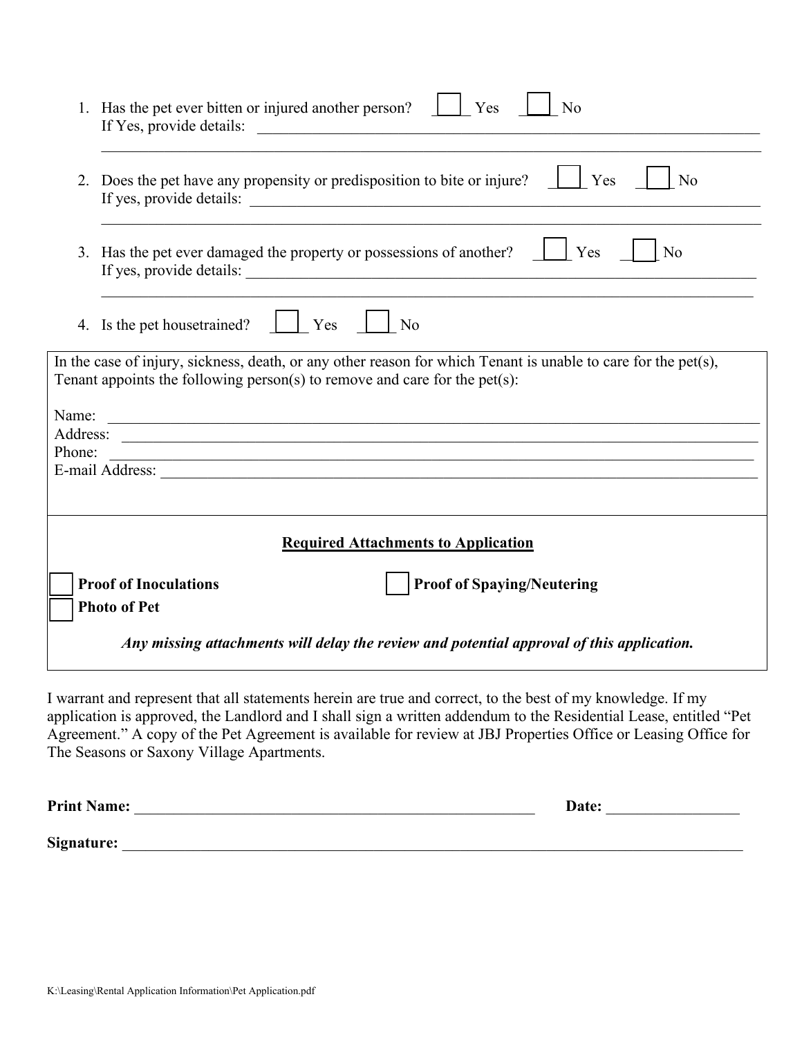1. Has the pet ever bitten or injured another person? ☐ Yes ☐ No
   If Yes, provide details: ______________________________________________________________
   ______________________________________________________________________________

2. Does the pet have any propensity or predisposition to bite or injure? ☐ Yes ☐ No
   If yes, provide details: ______________________________________________________________
   ______________________________________________________________________________

3. Has the pet ever damaged the property or possessions of another? ☐ Yes ☐ No
   If yes, provide details: ______________________________________________________________
   ______________________________________________________________________________

4. Is the pet housetrained? ☐ Yes ☐ No

In the case of injury, sickness, death, or any other reason for which Tenant is unable to care for the pet(s), Tenant appoints the following person(s) to remove and care for the pet(s):

Name: ______________________________________________________________________________

Address: ____________________________________________________________________________

Phone: ______________________________________________________________________________

E-mail Address: ______________________________________________________________________

**Required Attachments to Application**

☐ **Proof of Inoculations** ☐ **Proof of Spaying/Neutering**

☐ **Photo of Pet**

***Any missing attachments will delay the review and potential approval of this application.***

I warrant and represent that all statements herein are true and correct, to the best of my knowledge. If my application is approved, the Landlord and I shall sign a written addendum to the Residential Lease, entitled "Pet Agreement." A copy of the Pet Agreement is available for review at JBJ Properties Office or Leasing Office for The Seasons or Saxony Village Apartments.

**Print Name:** ____________________________________________ **Date:** ________________

**Signature:** ______________________________________________________________________

K:\Leasing\Rental Application Information\Pet Application.pdf